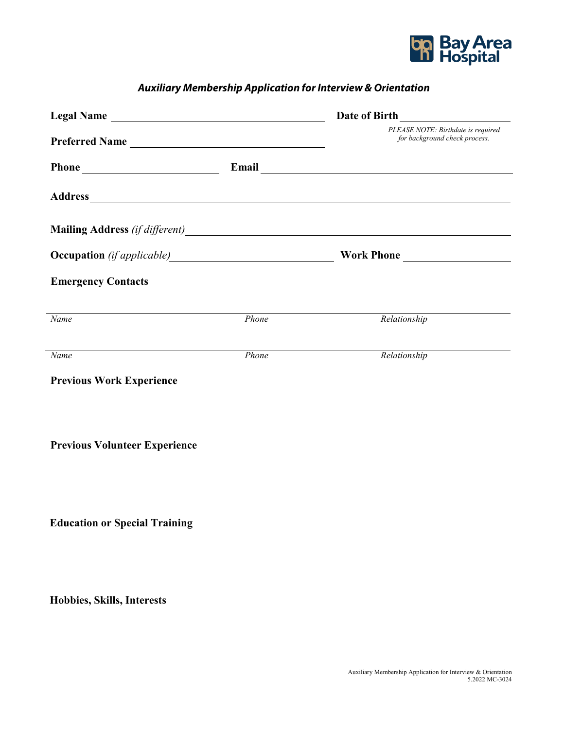Bay Area Hospital

## *Auxiliary Membership Application for Interview & Orientation*

**Legal Name** ______________________________ **Date of Birth** ____________________

*PLEASE NOTE: Birthdate is required for background check process.*

**Preferred Name** ______________________________

**Phone** ____________________ **Email** ______________________________

**Address** ____________________________________________________________

**Mailing Address** *(if different)* ____________________________________________

**Occupation** *(if applicable)* ______________________ **Work Phone** ____________________

**Emergency Contacts**

| *Name* | *Phone* | *Relationship* |
|---|---|---|
| | | |
| | | |

**Previous Work Experience**

**Previous Volunteer Experience**

**Education or Special Training**

**Hobbies, Skills, Interests**

Auxiliary Membership Application for Interview & Orientation
5.2022 MC-3024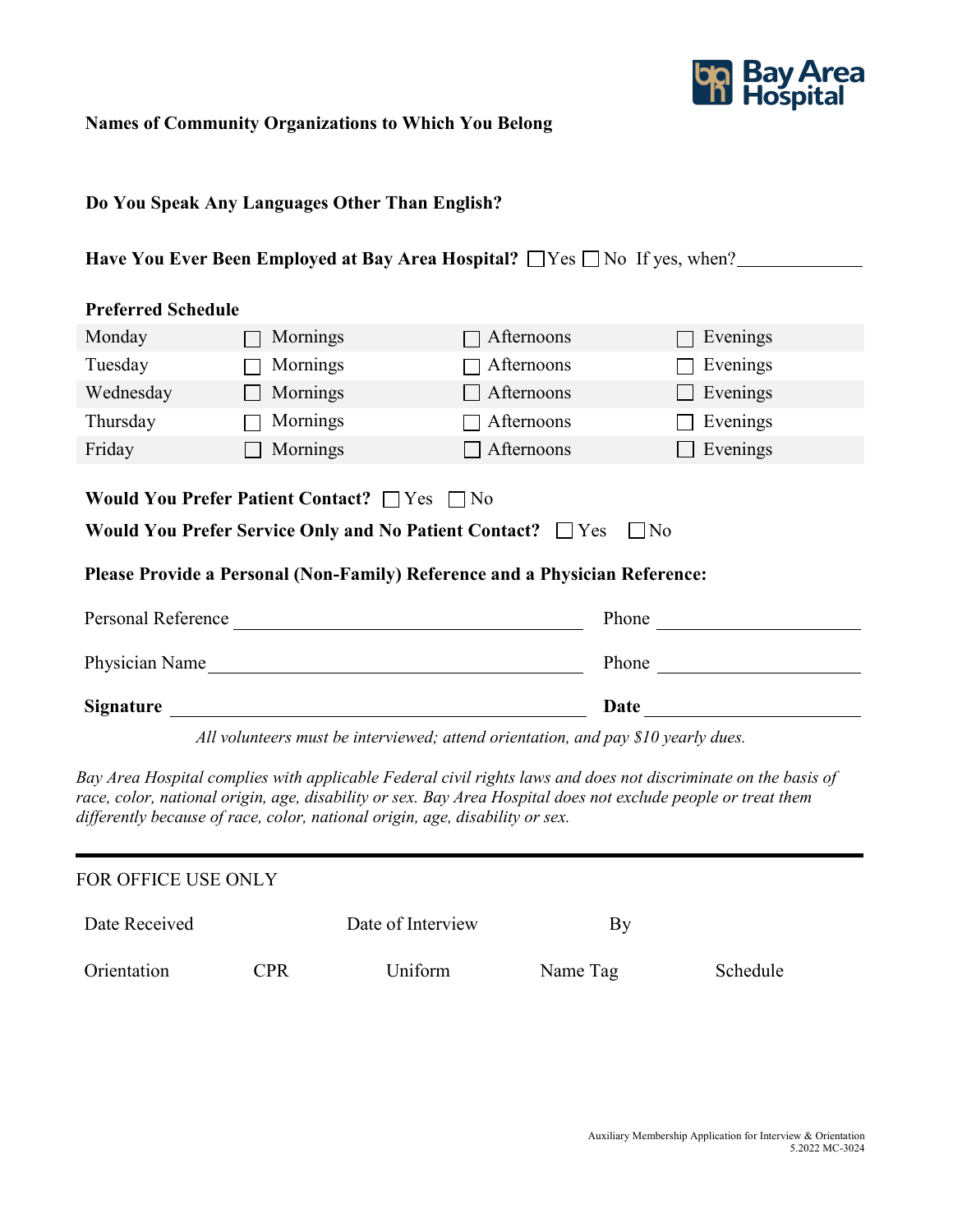Bay Area Hospital

**Names of Community Organizations to Which You Belong**

**Do You Speak Any Languages Other Than English?**

**Have You Ever Been Employed at Bay Area Hospital?** ☐ Yes ☐ No If yes, when?\_\_\_\_\_\_\_\_\_\_\_\_

**Preferred Schedule**

| | | | |
|---|---|---|---|
| Monday | ☐ Mornings | ☐ Afternoons | ☐ Evenings |
| Tuesday | ☐ Mornings | ☐ Afternoons | ☐ Evenings |
| Wednesday | ☐ Mornings | ☐ Afternoons | ☐ Evenings |
| Thursday | ☐ Mornings | ☐ Afternoons | ☐ Evenings |
| Friday | ☐ Mornings | ☐ Afternoons | ☐ Evenings |

**Would You Prefer Patient Contact?** ☐ Yes ☐ No

**Would You Prefer Service Only and No Patient Contact?** ☐ Yes ☐ No

**Please Provide a Personal (Non-Family) Reference and a Physician Reference:**

Personal Reference \_\_\_\_\_\_\_\_\_\_\_\_\_\_\_\_\_\_\_\_\_\_\_\_ Phone \_\_\_\_\_\_\_\_\_\_\_\_

Physician Name \_\_\_\_\_\_\_\_\_\_\_\_\_\_\_\_\_\_\_\_\_\_\_\_ Phone \_\_\_\_\_\_\_\_\_\_\_\_

**Signature** \_\_\_\_\_\_\_\_\_\_\_\_\_\_\_\_\_\_\_\_\_\_\_\_ **Date** \_\_\_\_\_\_\_\_\_\_\_\_

*All volunteers must be interviewed; attend orientation, and pay $10 yearly dues.*

*Bay Area Hospital complies with applicable Federal civil rights laws and does not discriminate on the basis of race, color, national origin, age, disability or sex. Bay Area Hospital does not exclude people or treat them differently because of race, color, national origin, age, disability or sex.*

---

FOR OFFICE USE ONLY

Date Received Date of Interview By

Orientation CPR Uniform Name Tag Schedule

Auxiliary Membership Application for Interview & Orientation
5.2022 MC-3024